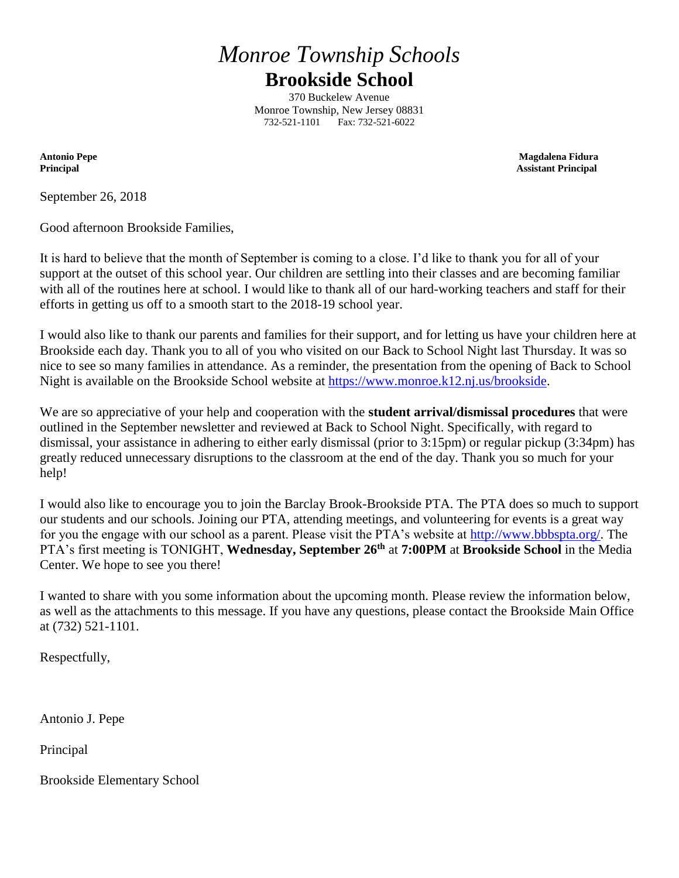# *Monroe Township Schools*

## Brookside School

370 Buckelew Avenue
Monroe Township, New Jersey 08831
732-521-1101 Fax: 732-521-6022

**Antonio Pepe**
**Principal**

**Magdalena Fidura**
**Assistant Principal**

September 26, 2018

Good afternoon Brookside Families,

It is hard to believe that the month of September is coming to a close. I'd like to thank you for all of your support at the outset of this school year. Our children are settling into their classes and are becoming familiar with all of the routines here at school. I would like to thank all of our hard-working teachers and staff for their efforts in getting us off to a smooth start to the 2018-19 school year.

I would also like to thank our parents and families for their support, and for letting us have your children here at Brookside each day. Thank you to all of you who visited on our Back to School Night last Thursday. It was so nice to see so many families in attendance. As a reminder, the presentation from the opening of Back to School Night is available on the Brookside School website at https://www.monroe.k12.nj.us/brookside.

We are so appreciative of your help and cooperation with the **student arrival/dismissal procedures** that were outlined in the September newsletter and reviewed at Back to School Night. Specifically, with regard to dismissal, your assistance in adhering to either early dismissal (prior to 3:15pm) or regular pickup (3:34pm) has greatly reduced unnecessary disruptions to the classroom at the end of the day. Thank you so much for your help!

I would also like to encourage you to join the Barclay Brook-Brookside PTA. The PTA does so much to support our students and our schools. Joining our PTA, attending meetings, and volunteering for events is a great way for you the engage with our school as a parent. Please visit the PTA's website at http://www.bbbspta.org/. The PTA's first meeting is TONIGHT, **Wednesday, September 26th** at **7:00PM** at **Brookside School** in the Media Center. We hope to see you there!

I wanted to share with you some information about the upcoming month. Please review the information below, as well as the attachments to this message. If you have any questions, please contact the Brookside Main Office at (732) 521-1101.

Respectfully,

Antonio J. Pepe

Principal

Brookside Elementary School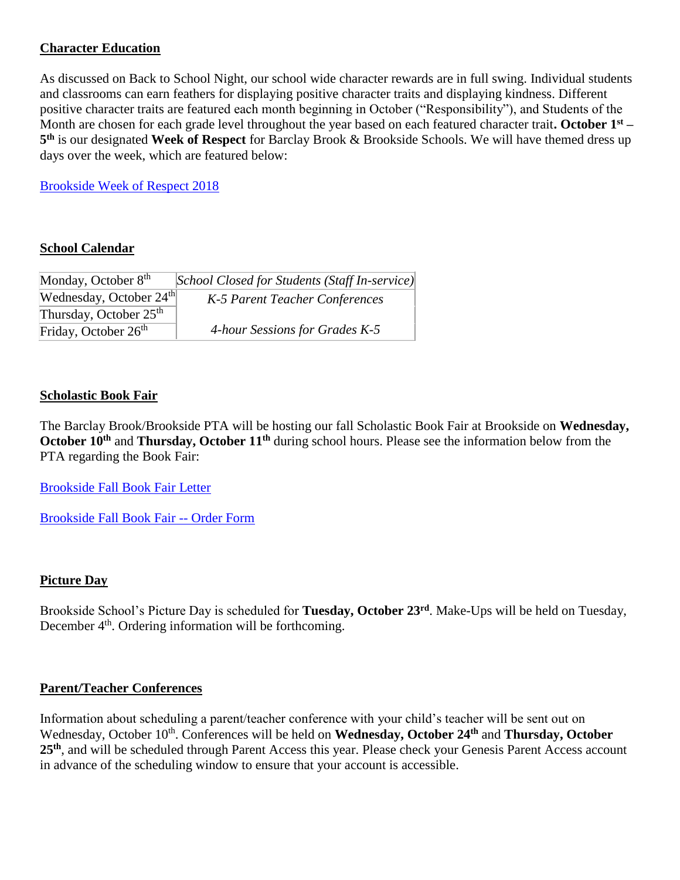## Character Education

As discussed on Back to School Night, our school wide character rewards are in full swing. Individual students and classrooms can earn feathers for displaying positive character traits and displaying kindness. Different positive character traits are featured each month beginning in October ("Responsibility"), and Students of the Month are chosen for each grade level throughout the year based on each featured character trait**. October 1st – 5th** is our designated **Week of Respect** for Barclay Brook & Brookside Schools. We will have themed dress up days over the week, which are featured below:

[Brookside Week of Respect 2018]

## School Calendar

| | |
|---|---|
| Monday, October 8th | *School Closed for Students (Staff In-service)* |
| Wednesday, October 24th | *K-5 Parent Teacher Conferences* |
| Thursday, October 25th | |
| Friday, October 26th | *4-hour Sessions for Grades K-5* |

## Scholastic Book Fair

The Barclay Brook/Brookside PTA will be hosting our fall Scholastic Book Fair at Brookside on **Wednesday, October 10th** and **Thursday, October 11th** during school hours. Please see the information below from the PTA regarding the Book Fair:

[Brookside Fall Book Fair Letter]

[Brookside Fall Book Fair -- Order Form]

## Picture Day

Brookside School's Picture Day is scheduled for **Tuesday, October 23rd**. Make-Ups will be held on Tuesday, December 4th. Ordering information will be forthcoming.

## Parent/Teacher Conferences

Information about scheduling a parent/teacher conference with your child's teacher will be sent out on Wednesday, October 10th. Conferences will be held on **Wednesday, October 24th** and **Thursday, October 25th**, and will be scheduled through Parent Access this year. Please check your Genesis Parent Access account in advance of the scheduling window to ensure that your account is accessible.